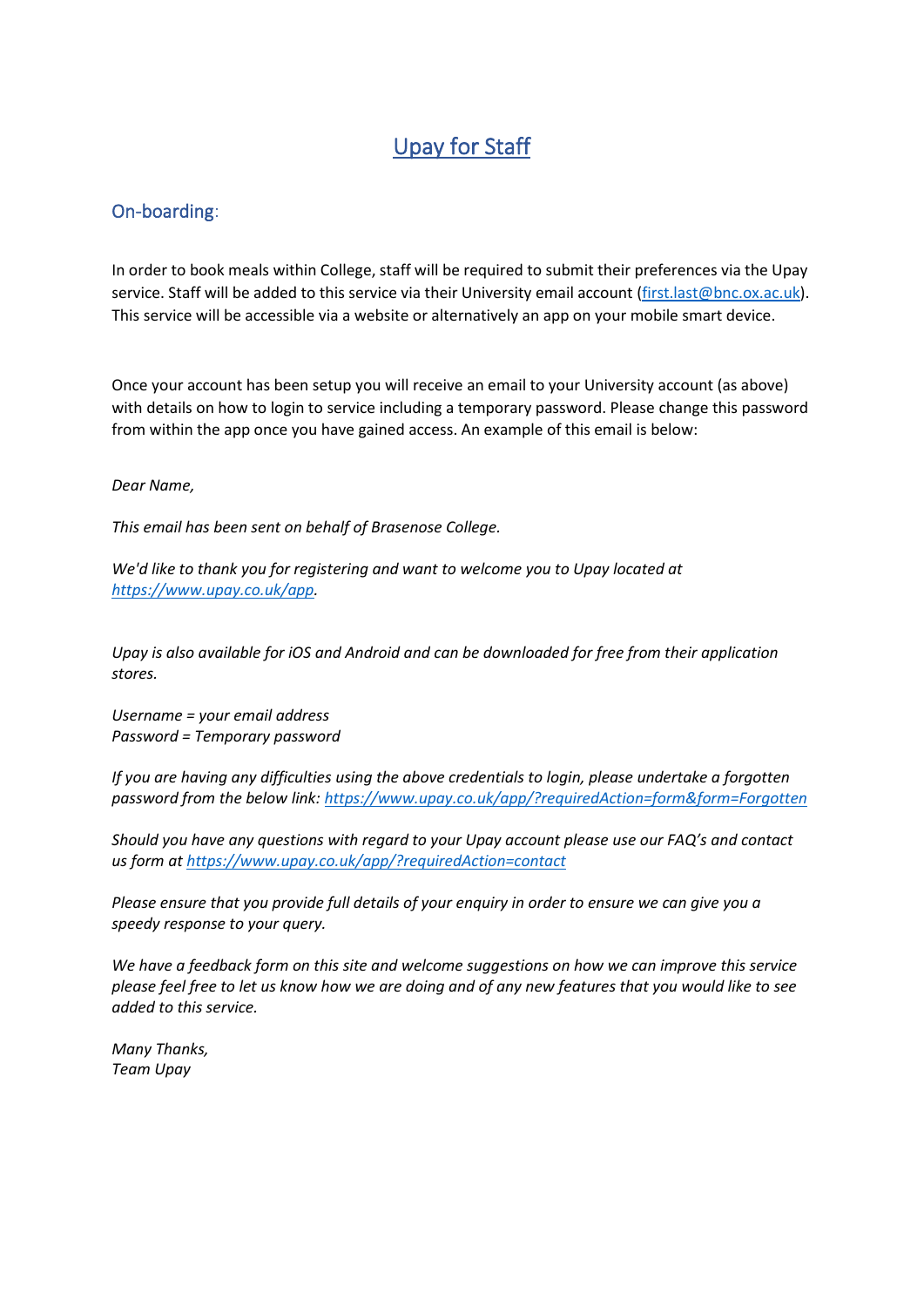# Upay for Staff

## On-boarding:

In order to book meals within College, staff will be required to submit their preferences via the Upay service. Staff will be added to this service via their University email account (first.last@bnc.ox.ac.uk). This service will be accessible via a website or alternatively an app on your mobile smart device.

Once your account has been setup you will receive an email to your University account (as above) with details on how to login to service including a temporary password. Please change this password from within the app once you have gained access. An example of this email is below:

*Dear Name,*

*This email has been sent on behalf of Brasenose College.*

*We'd like to thank you for registering and want to welcome you to Upay located at https://www.upay.co.uk/app.*

*Upay is also available for iOS and Android and can be downloaded for free from their application stores.*

*Username = your email address*
*Password = Temporary password*

*If you are having any difficulties using the above credentials to login, please undertake a forgotten password from the below link: https://www.upay.co.uk/app/?requiredAction=form&form=Forgotten*

*Should you have any questions with regard to your Upay account please use our FAQ's and contact us form at https://www.upay.co.uk/app/?requiredAction=contact*

*Please ensure that you provide full details of your enquiry in order to ensure we can give you a speedy response to your query.*

*We have a feedback form on this site and welcome suggestions on how we can improve this service please feel free to let us know how we are doing and of any new features that you would like to see added to this service.*

*Many Thanks,*
*Team Upay*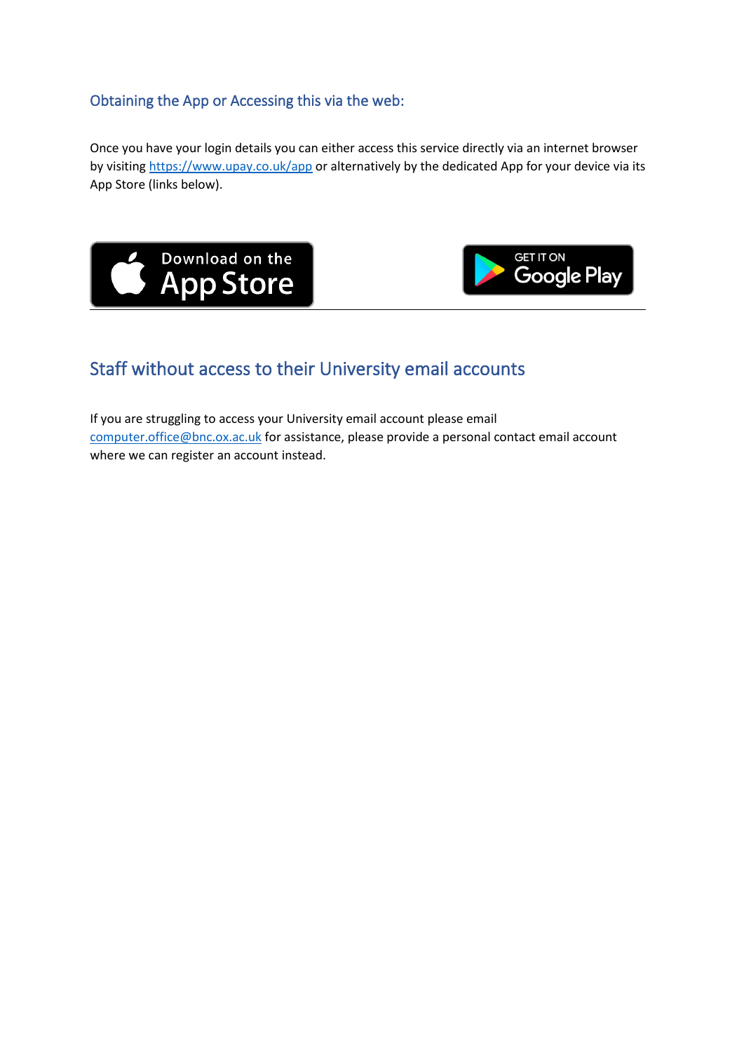### Obtaining the App or Accessing this via the web:

Once you have your login details you can either access this service directly via an internet browser by visiting https://www.upay.co.uk/app or alternatively by the dedicated App for your device via its App Store (links below).

---

## Staff without access to their University email accounts

If you are struggling to access your University email account please email computer.office@bnc.ox.ac.uk for assistance, please provide a personal contact email account where we can register an account instead.